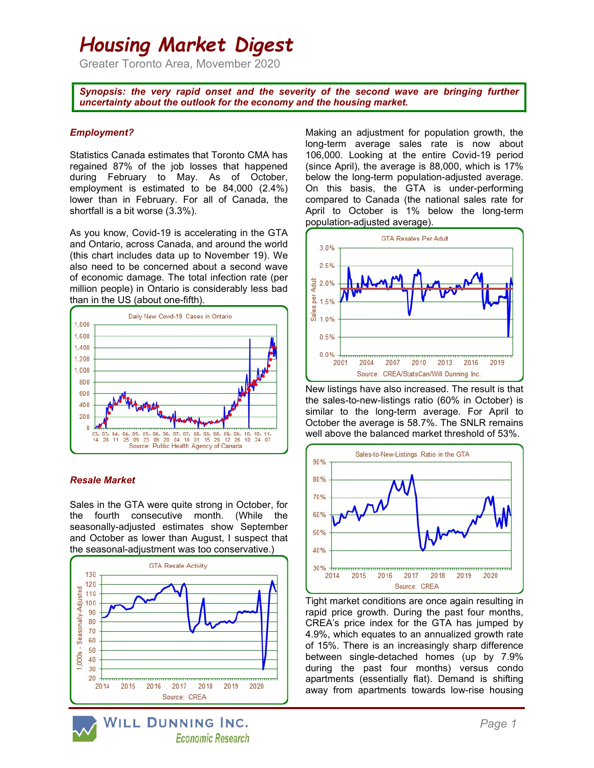# Housing Market Digest

Greater Toronto Area, Movember 2020

***Synopsis: the very rapid onset and the severity of the second wave are bringing further uncertainty about the outlook for the economy and the housing market.***

### *Employment?*

Statistics Canada estimates that Toronto CMA has regained 87% of the job losses that happened during February to May. As of October, employment is estimated to be 84,000 (2.4%) lower than in February. For all of Canada, the shortfall is a bit worse (3.3%).

As you know, Covid-19 is accelerating in the GTA and Ontario, across Canada, and around the world (this chart includes data up to November 19). We also need to be concerned about a second wave of economic damage. The total infection rate (per million people) in Ontario is considerably less bad than in the US (about one-fifth).

Daily New Covid-19 Cases in Ontario

Source: Public Health Agency of Canada

### *Resale Market*

Sales in the GTA were quite strong in October, for the fourth consecutive month. (While the seasonally-adjusted estimates show September and October as lower than August, I suspect that the seasonal-adjustment was too conservative.)

GTA Resale Activity

Source: CREA

Making an adjustment for population growth, the long-term average sales rate is now about 106,000. Looking at the entire Covid-19 period (since April), the average is 88,000, which is 17% below the long-term population-adjusted average. On this basis, the GTA is under-performing compared to Canada (the national sales rate for April to October is 1% below the long-term population-adjusted average).

GTA Resales Per Adult

Source: CREA/StatsCan/Will Dunning Inc.

New listings have also increased. The result is that the sales-to-new-listings ratio (60% in October) is similar to the long-term average. For April to October the average is 58.7%. The SNLR remains well above the balanced market threshold of 53%.

Sales-to-New-Listings Ratio in the GTA

Source: CREA

Tight market conditions are once again resulting in rapid price growth. During the past four months, CREA's price index for the GTA has jumped by 4.9%, which equates to an annualized growth rate of 15%. There is an increasingly sharp difference between single-detached homes (up by 7.9% during the past four months) versus condo apartments (essentially flat). Demand is shifting away from apartments towards low-rise housing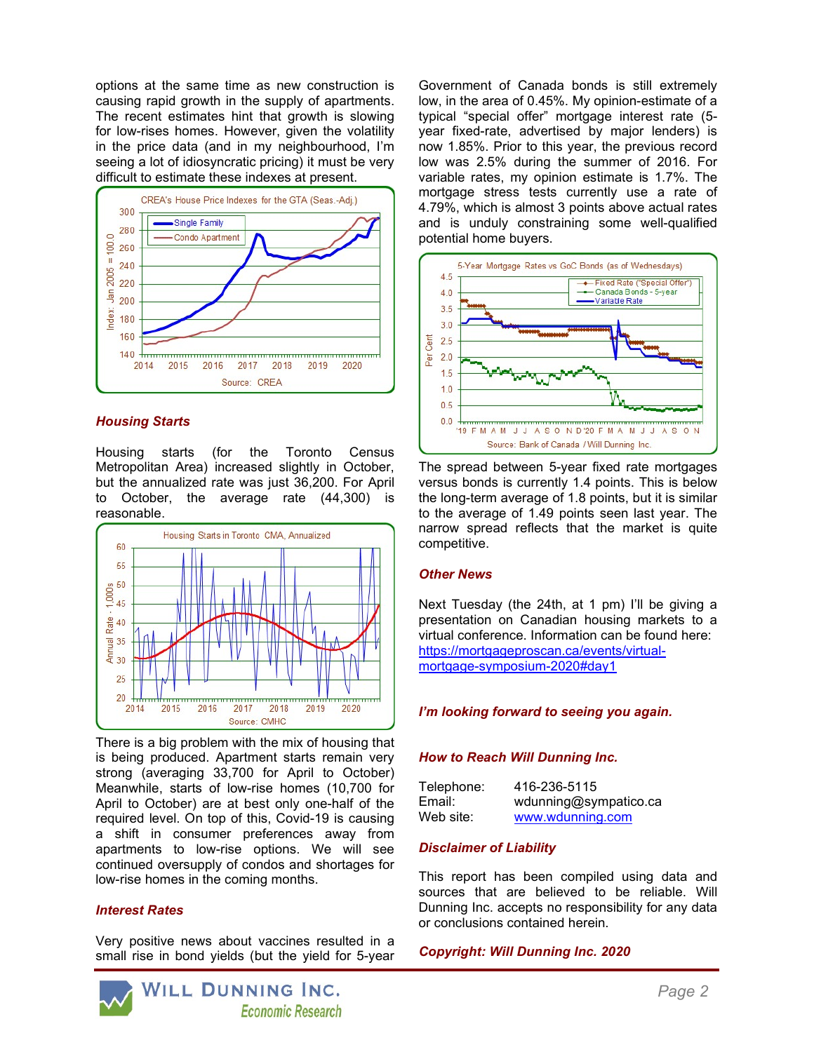options at the same time as new construction is causing rapid growth in the supply of apartments. The recent estimates hint that growth is slowing for low-rises homes. However, given the volatility in the price data (and in my neighbourhood, I'm seeing a lot of idiosyncratic pricing) it must be very difficult to estimate these indexes at present.

CREA's House Price Indexes for the GTA (Seas.-Adj.)

Single Family

Condo Apartment

Index: Jan 2005 = 100.0

300
280
260
240
220
200
180
160
140

2014 2015 2016 2017 2018 2019 2020

Source: CREA

### *Housing Starts*

Housing starts (for the Toronto Census Metropolitan Area) increased slightly in October, but the annualized rate was just 36,200. For April to October, the average rate (44,300) is reasonable.

Housing Starts in Toronto CMA, Annualized

Annual Rate - 1,000s

60
55
50
45
40
35
30
25
20

2014 2015 2016 2017 2018 2019 2020

Source: CMHC

There is a big problem with the mix of housing that is being produced. Apartment starts remain very strong (averaging 33,700 for April to October) Meanwhile, starts of low-rise homes (10,700 for April to October) are at best only one-half of the required level. On top of this, Covid-19 is causing a shift in consumer preferences away from apartments to low-rise options. We will see continued oversupply of condos and shortages for low-rise homes in the coming months.

### *Interest Rates*

Very positive news about vaccines resulted in a small rise in bond yields (but the yield for 5-year Government of Canada bonds is still extremely low, in the area of 0.45%. My opinion-estimate of a typical "special offer" mortgage interest rate (5-year fixed-rate, advertised by major lenders) is now 1.85%. Prior to this year, the previous record low was 2.5% during the summer of 2016. For variable rates, my opinion estimate is 1.7%. The mortgage stress tests currently use a rate of 4.79%, which is almost 3 points above actual rates and is unduly constraining some well-qualified potential home buyers.

5-Year Mortgage Rates vs GoC Bonds (as of Wednesdays)

Fixed Rate ("Special Offer")

Canada Bonds - 5-year

Variable Rate

Per Cent

4.5
4.0
3.5
3.0
2.5
2.0
1.5
1.0
0.5
0.0

'19 F M A M J J A S O N D '20 F M A M J J A S O N

Source: Bank of Canada / Will Dunning Inc.

The spread between 5-year fixed rate mortgages versus bonds is currently 1.4 points. This is below the long-term average of 1.8 points, but it is similar to the average of 1.49 points seen last year. The narrow spread reflects that the market is quite competitive.

### *Other News*

Next Tuesday (the 24th, at 1 pm) I'll be giving a presentation on Canadian housing markets to a virtual conference. Information can be found here: https://mortgageproscan.ca/events/virtual-mortgage-symposium-2020#day1

***I'm looking forward to seeing you again.***

### *How to Reach Will Dunning Inc.*

Telephone: 416-236-5115
Email: wdunning@sympatico.ca
Web site: www.wdunning.com

### *Disclaimer of Liability*

This report has been compiled using data and sources that are believed to be reliable. Will Dunning Inc. accepts no responsibility for any data or conclusions contained herein.

***Copyright: Will Dunning Inc. 2020***

WILL DUNNING INC. Economic Research